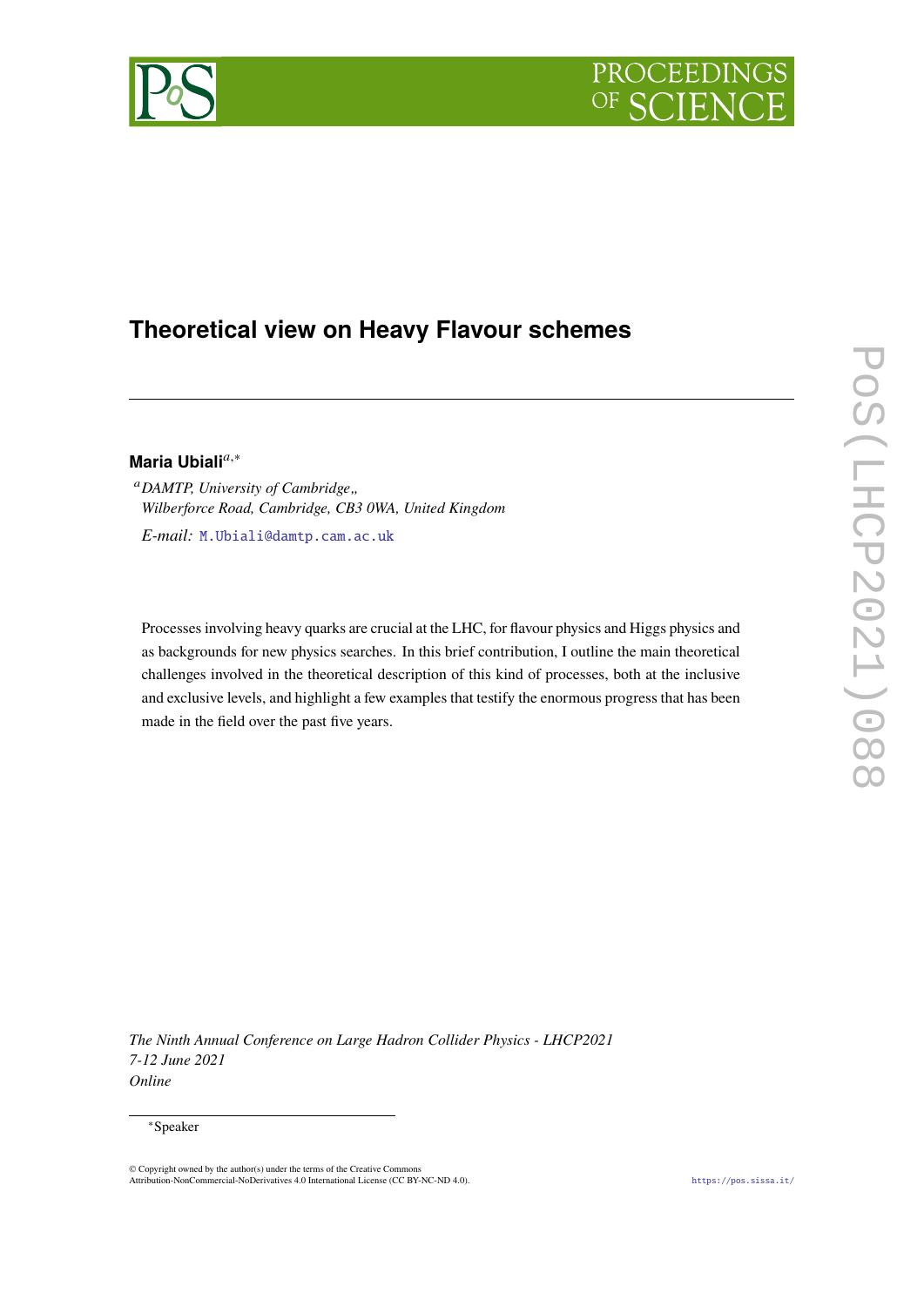# Theoretical view on Heavy Flavour schemes

**Maria Ubiali**[a,*]

[a] *DAMTP, University of Cambridge,,*
*Wilberforce Road, Cambridge, CB3 0WA, United Kingdom*

*E-mail:* M.Ubiali@damtp.cam.ac.uk

Processes involving heavy quarks are crucial at the LHC, for flavour physics and Higgs physics and as backgrounds for new physics searches. In this brief contribution, I outline the main theoretical challenges involved in the theoretical description of this kind of processes, both at the inclusive and exclusive levels, and highlight a few examples that testify the enormous progress that has been made in the field over the past five years.

*The Ninth Annual Conference on Large Hadron Collider Physics - LHCP2021*
*7-12 June 2021*
*Online*

[*] Speaker

© Copyright owned by the author(s) under the terms of the Creative Commons Attribution-NonCommercial-NoDerivatives 4.0 International License (CC BY-NC-ND 4.0).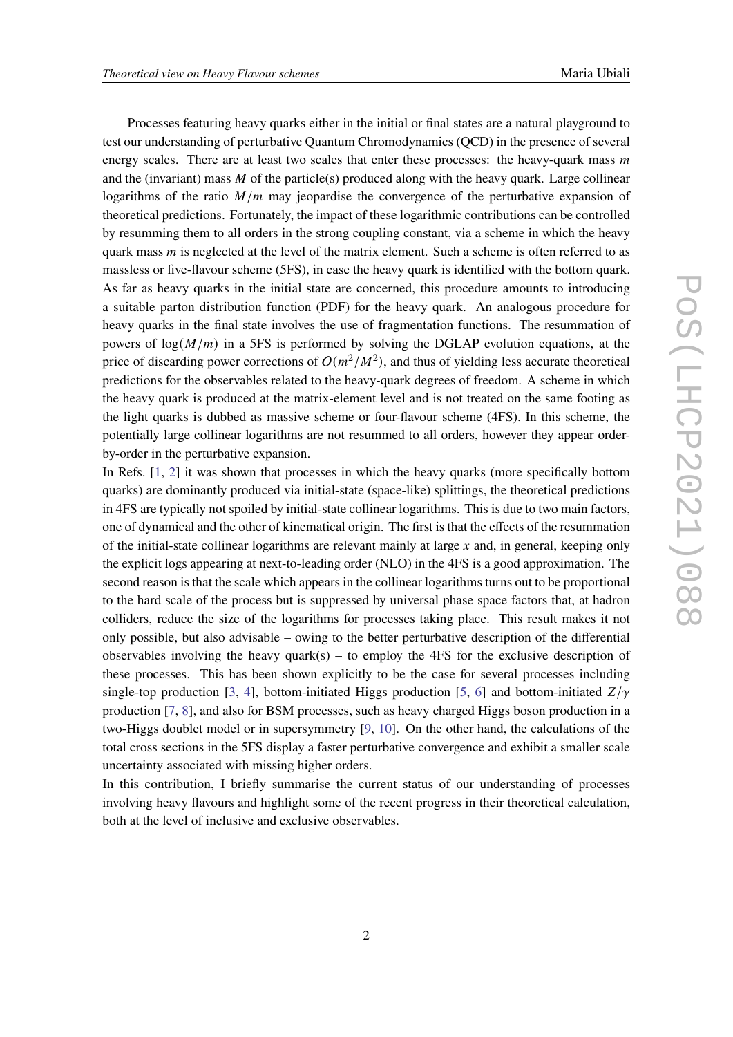Processes featuring heavy quarks either in the initial or final states are a natural playground to test our understanding of perturbative Quantum Chromodynamics (QCD) in the presence of several energy scales. There are at least two scales that enter these processes: the heavy-quark mass $m$ and the (invariant) mass $M$ of the particle(s) produced along with the heavy quark. Large collinear logarithms of the ratio $M/m$ may jeopardise the convergence of the perturbative expansion of theoretical predictions. Fortunately, the impact of these logarithmic contributions can be controlled by resumming them to all orders in the strong coupling constant, via a scheme in which the heavy quark mass $m$ is neglected at the level of the matrix element. Such a scheme is often referred to as massless or five-flavour scheme (5FS), in case the heavy quark is identified with the bottom quark. As far as heavy quarks in the initial state are concerned, this procedure amounts to introducing a suitable parton distribution function (PDF) for the heavy quark. An analogous procedure for heavy quarks in the final state involves the use of fragmentation functions. The resummation of powers of $\log(M/m)$ in a 5FS is performed by solving the DGLAP evolution equations, at the price of discarding power corrections of $O(m^2/M^2)$, and thus of yielding less accurate theoretical predictions for the observables related to the heavy-quark degrees of freedom. A scheme in which the heavy quark is produced at the matrix-element level and is not treated on the same footing as the light quarks is dubbed as massive scheme or four-flavour scheme (4FS). In this scheme, the potentially large collinear logarithms are not resummed to all orders, however they appear order-by-order in the perturbative expansion.

In Refs. [1, 2] it was shown that processes in which the heavy quarks (more specifically bottom quarks) are dominantly produced via initial-state (space-like) splittings, the theoretical predictions in 4FS are typically not spoiled by initial-state collinear logarithms. This is due to two main factors, one of dynamical and the other of kinematical origin. The first is that the effects of the resummation of the initial-state collinear logarithms are relevant mainly at large $x$ and, in general, keeping only the explicit logs appearing at next-to-leading order (NLO) in the 4FS is a good approximation. The second reason is that the scale which appears in the collinear logarithms turns out to be proportional to the hard scale of the process but is suppressed by universal phase space factors that, at hadron colliders, reduce the size of the logarithms for processes taking place. This result makes it not only possible, but also advisable – owing to the better perturbative description of the differential observables involving the heavy quark(s) – to employ the 4FS for the exclusive description of these processes. This has been shown explicitly to be the case for several processes including single-top production [3, 4], bottom-initiated Higgs production [5, 6] and bottom-initiated $Z/\gamma$ production [7, 8], and also for BSM processes, such as heavy charged Higgs boson production in a two-Higgs doublet model or in supersymmetry [9, 10]. On the other hand, the calculations of the total cross sections in the 5FS display a faster perturbative convergence and exhibit a smaller scale uncertainty associated with missing higher orders.

In this contribution, I briefly summarise the current status of our understanding of processes involving heavy flavours and highlight some of the recent progress in their theoretical calculation, both at the level of inclusive and exclusive observables.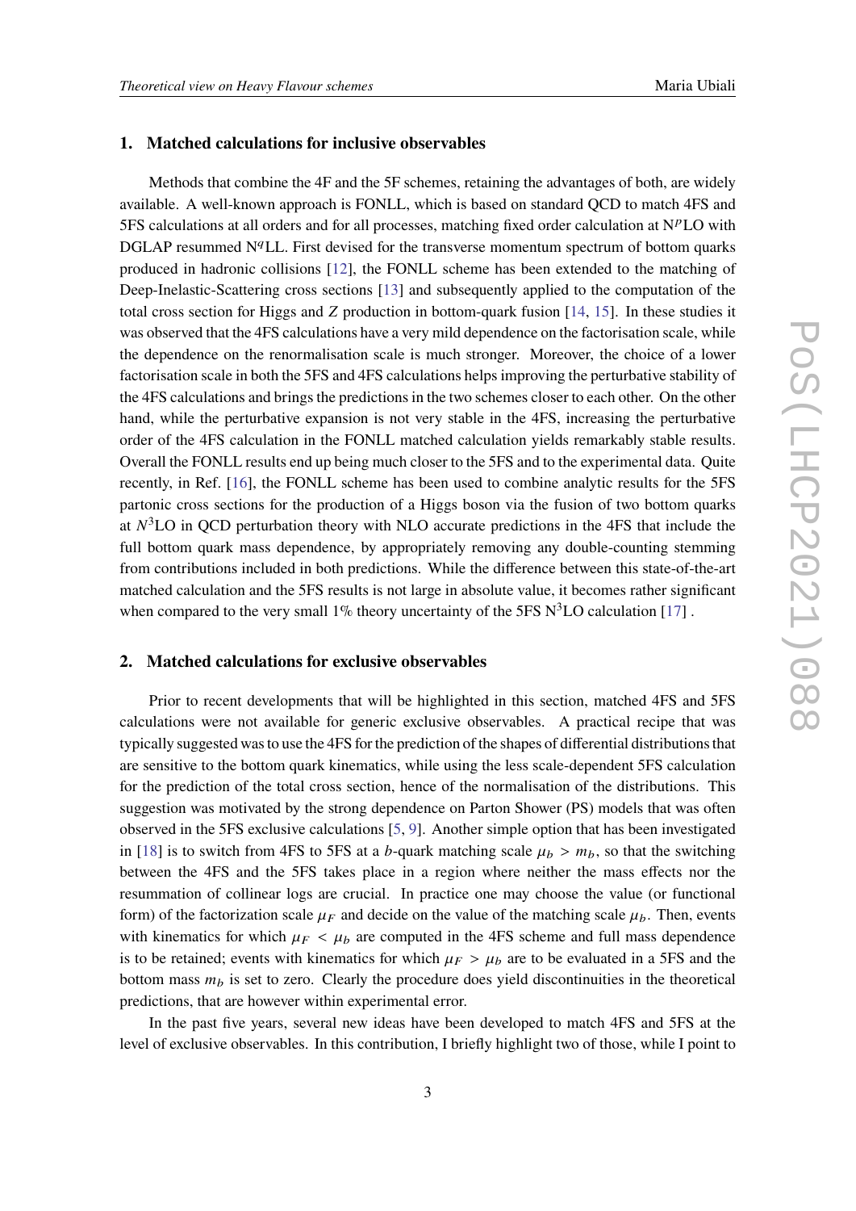## 1. Matched calculations for inclusive observables

Methods that combine the 4F and the 5F schemes, retaining the advantages of both, are widely available. A well-known approach is FONLL, which is based on standard QCD to match 4FS and 5FS calculations at all orders and for all processes, matching fixed order calculation at N$^p$LO with DGLAP resummed N$^q$LL. First devised for the transverse momentum spectrum of bottom quarks produced in hadronic collisions [12], the FONLL scheme has been extended to the matching of Deep-Inelastic-Scattering cross sections [13] and subsequently applied to the computation of the total cross section for Higgs and $Z$ production in bottom-quark fusion [14, 15]. In these studies it was observed that the 4FS calculations have a very mild dependence on the factorisation scale, while the dependence on the renormalisation scale is much stronger. Moreover, the choice of a lower factorisation scale in both the 5FS and 4FS calculations helps improving the perturbative stability of the 4FS calculations and brings the predictions in the two schemes closer to each other. On the other hand, while the perturbative expansion is not very stable in the 4FS, increasing the perturbative order of the 4FS calculation in the FONLL matched calculation yields remarkably stable results. Overall the FONLL results end up being much closer to the 5FS and to the experimental data. Quite recently, in Ref. [16], the FONLL scheme has been used to combine analytic results for the 5FS partonic cross sections for the production of a Higgs boson via the fusion of two bottom quarks at $N^3$LO in QCD perturbation theory with NLO accurate predictions in the 4FS that include the full bottom quark mass dependence, by appropriately removing any double-counting stemming from contributions included in both predictions. While the difference between this state-of-the-art matched calculation and the 5FS results is not large in absolute value, it becomes rather significant when compared to the very small 1% theory uncertainty of the 5FS N$^3$LO calculation [17] .

## 2. Matched calculations for exclusive observables

Prior to recent developments that will be highlighted in this section, matched 4FS and 5FS calculations were not available for generic exclusive observables. A practical recipe that was typically suggested was to use the 4FS for the prediction of the shapes of differential distributions that are sensitive to the bottom quark kinematics, while using the less scale-dependent 5FS calculation for the prediction of the total cross section, hence of the normalisation of the distributions. This suggestion was motivated by the strong dependence on Parton Shower (PS) models that was often observed in the 5FS exclusive calculations [5, 9]. Another simple option that has been investigated in [18] is to switch from 4FS to 5FS at a $b$-quark matching scale $\mu_b > m_b$, so that the switching between the 4FS and the 5FS takes place in a region where neither the mass effects nor the resummation of collinear logs are crucial. In practice one may choose the value (or functional form) of the factorization scale $\mu_F$ and decide on the value of the matching scale $\mu_b$. Then, events with kinematics for which $\mu_F < \mu_b$ are computed in the 4FS scheme and full mass dependence is to be retained; events with kinematics for which $\mu_F > \mu_b$ are to be evaluated in a 5FS and the bottom mass $m_b$ is set to zero. Clearly the procedure does yield discontinuities in the theoretical predictions, that are however within experimental error.

In the past five years, several new ideas have been developed to match 4FS and 5FS at the level of exclusive observables. In this contribution, I briefly highlight two of those, while I point to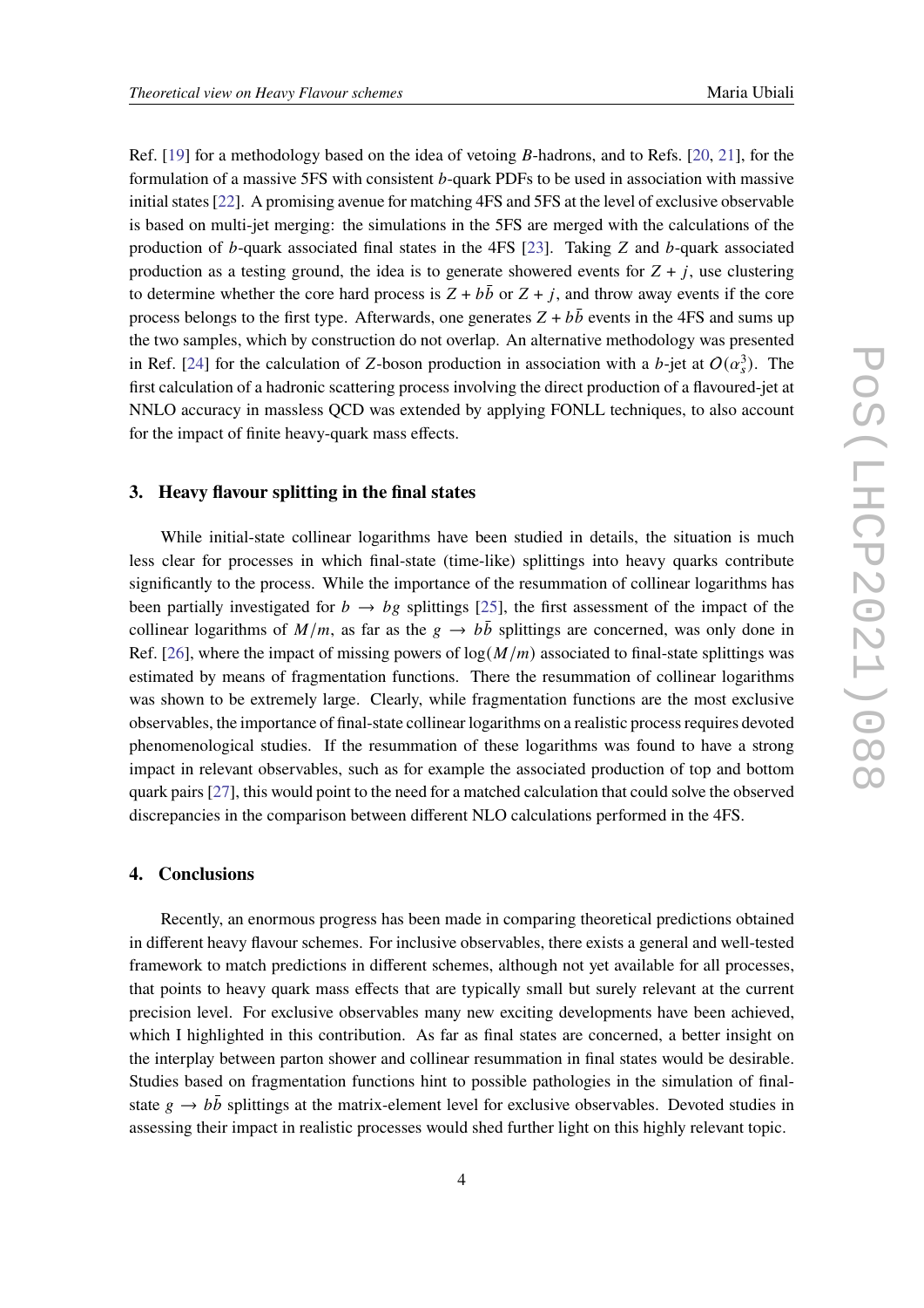Ref. [19] for a methodology based on the idea of vetoing $B$-hadrons, and to Refs. [20, 21], for the formulation of a massive 5FS with consistent $b$-quark PDFs to be used in association with massive initial states [22]. A promising avenue for matching 4FS and 5FS at the level of exclusive observable is based on multi-jet merging: the simulations in the 5FS are merged with the calculations of the production of $b$-quark associated final states in the 4FS [23]. Taking $Z$ and $b$-quark associated production as a testing ground, the idea is to generate showered events for $Z + j$, use clustering to determine whether the core hard process is $Z + b\bar{b}$ or $Z + j$, and throw away events if the core process belongs to the first type. Afterwards, one generates $Z + b\bar{b}$ events in the 4FS and sums up the two samples, which by construction do not overlap. An alternative methodology was presented in Ref. [24] for the calculation of $Z$-boson production in association with a $b$-jet at $O(\alpha_s^3)$. The first calculation of a hadronic scattering process involving the direct production of a flavoured-jet at NNLO accuracy in massless QCD was extended by applying FONLL techniques, to also account for the impact of finite heavy-quark mass effects.

## 3. Heavy flavour splitting in the final states

While initial-state collinear logarithms have been studied in details, the situation is much less clear for processes in which final-state (time-like) splittings into heavy quarks contribute significantly to the process. While the importance of the resummation of collinear logarithms has been partially investigated for $b \to bg$ splittings [25], the first assessment of the impact of the collinear logarithms of $M/m$, as far as the $g \to b\bar{b}$ splittings are concerned, was only done in Ref. [26], where the impact of missing powers of $\log(M/m)$ associated to final-state splittings was estimated by means of fragmentation functions. There the resummation of collinear logarithms was shown to be extremely large. Clearly, while fragmentation functions are the most exclusive observables, the importance of final-state collinear logarithms on a realistic process requires devoted phenomenological studies. If the resummation of these logarithms was found to have a strong impact in relevant observables, such as for example the associated production of top and bottom quark pairs [27], this would point to the need for a matched calculation that could solve the observed discrepancies in the comparison between different NLO calculations performed in the 4FS.

## 4. Conclusions

Recently, an enormous progress has been made in comparing theoretical predictions obtained in different heavy flavour schemes. For inclusive observables, there exists a general and well-tested framework to match predictions in different schemes, although not yet available for all processes, that points to heavy quark mass effects that are typically small but surely relevant at the current precision level. For exclusive observables many new exciting developments have been achieved, which I highlighted in this contribution. As far as final states are concerned, a better insight on the interplay between parton shower and collinear resummation in final states would be desirable. Studies based on fragmentation functions hint to possible pathologies in the simulation of final-state $g \to b\bar{b}$ splittings at the matrix-element level for exclusive observables. Devoted studies in assessing their impact in realistic processes would shed further light on this highly relevant topic.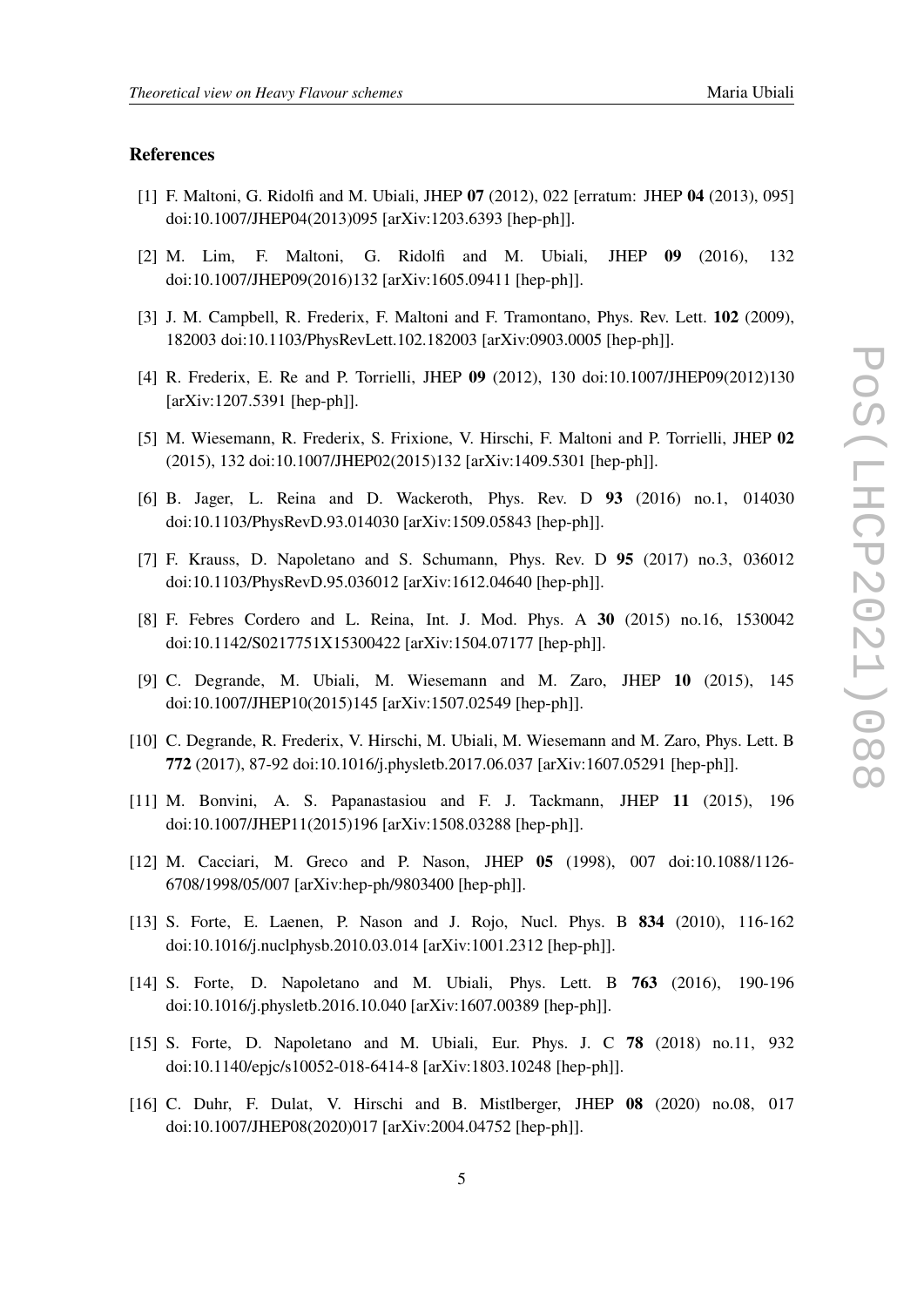## References

[1] F. Maltoni, G. Ridolfi and M. Ubiali, JHEP **07** (2012), 022 [erratum: JHEP **04** (2013), 095] doi:10.1007/JHEP04(2013)095 [arXiv:1203.6393 [hep-ph]].

[2] M. Lim, F. Maltoni, G. Ridolfi and M. Ubiali, JHEP **09** (2016), 132 doi:10.1007/JHEP09(2016)132 [arXiv:1605.09411 [hep-ph]].

[3] J. M. Campbell, R. Frederix, F. Maltoni and F. Tramontano, Phys. Rev. Lett. **102** (2009), 182003 doi:10.1103/PhysRevLett.102.182003 [arXiv:0903.0005 [hep-ph]].

[4] R. Frederix, E. Re and P. Torrielli, JHEP **09** (2012), 130 doi:10.1007/JHEP09(2012)130 [arXiv:1207.5391 [hep-ph]].

[5] M. Wiesemann, R. Frederix, S. Frixione, V. Hirschi, F. Maltoni and P. Torrielli, JHEP **02** (2015), 132 doi:10.1007/JHEP02(2015)132 [arXiv:1409.5301 [hep-ph]].

[6] B. Jager, L. Reina and D. Wackeroth, Phys. Rev. D **93** (2016) no.1, 014030 doi:10.1103/PhysRevD.93.014030 [arXiv:1509.05843 [hep-ph]].

[7] F. Krauss, D. Napoletano and S. Schumann, Phys. Rev. D **95** (2017) no.3, 036012 doi:10.1103/PhysRevD.95.036012 [arXiv:1612.04640 [hep-ph]].

[8] F. Febres Cordero and L. Reina, Int. J. Mod. Phys. A **30** (2015) no.16, 1530042 doi:10.1142/S0217751X15300422 [arXiv:1504.07177 [hep-ph]].

[9] C. Degrande, M. Ubiali, M. Wiesemann and M. Zaro, JHEP **10** (2015), 145 doi:10.1007/JHEP10(2015)145 [arXiv:1507.02549 [hep-ph]].

[10] C. Degrande, R. Frederix, V. Hirschi, M. Ubiali, M. Wiesemann and M. Zaro, Phys. Lett. B **772** (2017), 87-92 doi:10.1016/j.physletb.2017.06.037 [arXiv:1607.05291 [hep-ph]].

[11] M. Bonvini, A. S. Papanastasiou and F. J. Tackmann, JHEP **11** (2015), 196 doi:10.1007/JHEP11(2015)196 [arXiv:1508.03288 [hep-ph]].

[12] M. Cacciari, M. Greco and P. Nason, JHEP **05** (1998), 007 doi:10.1088/1126-6708/1998/05/007 [arXiv:hep-ph/9803400 [hep-ph]].

[13] S. Forte, E. Laenen, P. Nason and J. Rojo, Nucl. Phys. B **834** (2010), 116-162 doi:10.1016/j.nuclphysb.2010.03.014 [arXiv:1001.2312 [hep-ph]].

[14] S. Forte, D. Napoletano and M. Ubiali, Phys. Lett. B **763** (2016), 190-196 doi:10.1016/j.physletb.2016.10.040 [arXiv:1607.00389 [hep-ph]].

[15] S. Forte, D. Napoletano and M. Ubiali, Eur. Phys. J. C **78** (2018) no.11, 932 doi:10.1140/epjc/s10052-018-6414-8 [arXiv:1803.10248 [hep-ph]].

[16] C. Duhr, F. Dulat, V. Hirschi and B. Mistlberger, JHEP **08** (2020) no.08, 017 doi:10.1007/JHEP08(2020)017 [arXiv:2004.04752 [hep-ph]].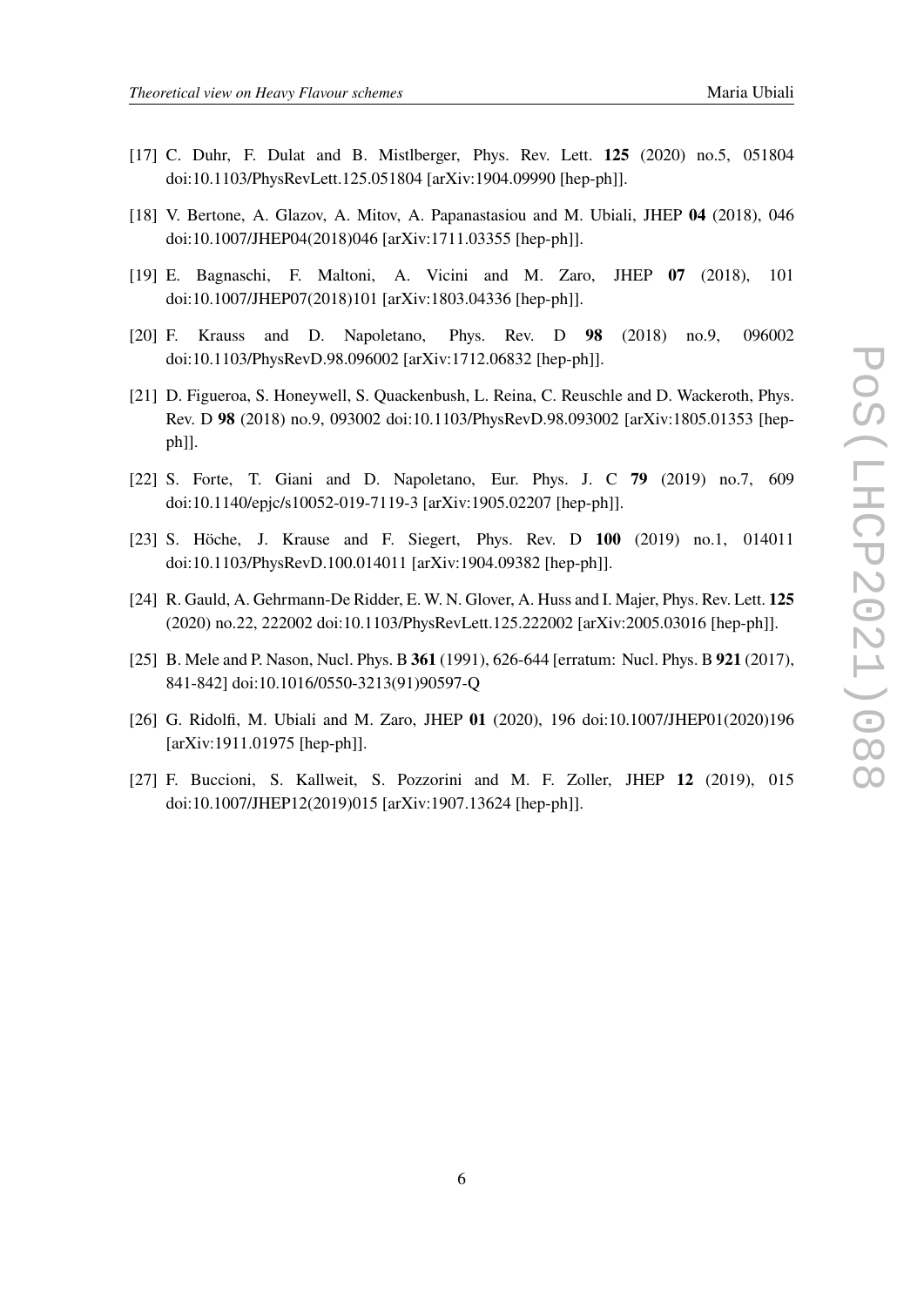[17] C. Duhr, F. Dulat and B. Mistlberger, Phys. Rev. Lett. **125** (2020) no.5, 051804 doi:10.1103/PhysRevLett.125.051804 [arXiv:1904.09990 [hep-ph]].

[18] V. Bertone, A. Glazov, A. Mitov, A. Papanastasiou and M. Ubiali, JHEP **04** (2018), 046 doi:10.1007/JHEP04(2018)046 [arXiv:1711.03355 [hep-ph]].

[19] E. Bagnaschi, F. Maltoni, A. Vicini and M. Zaro, JHEP **07** (2018), 101 doi:10.1007/JHEP07(2018)101 [arXiv:1803.04336 [hep-ph]].

[20] F. Krauss and D. Napoletano, Phys. Rev. D **98** (2018) no.9, 096002 doi:10.1103/PhysRevD.98.096002 [arXiv:1712.06832 [hep-ph]].

[21] D. Figueroa, S. Honeywell, S. Quackenbush, L. Reina, C. Reuschle and D. Wackeroth, Phys. Rev. D **98** (2018) no.9, 093002 doi:10.1103/PhysRevD.98.093002 [arXiv:1805.01353 [hep-ph]].

[22] S. Forte, T. Giani and D. Napoletano, Eur. Phys. J. C **79** (2019) no.7, 609 doi:10.1140/epjc/s10052-019-7119-3 [arXiv:1905.02207 [hep-ph]].

[23] S. Höche, J. Krause and F. Siegert, Phys. Rev. D **100** (2019) no.1, 014011 doi:10.1103/PhysRevD.100.014011 [arXiv:1904.09382 [hep-ph]].

[24] R. Gauld, A. Gehrmann-De Ridder, E. W. N. Glover, A. Huss and I. Majer, Phys. Rev. Lett. **125** (2020) no.22, 222002 doi:10.1103/PhysRevLett.125.222002 [arXiv:2005.03016 [hep-ph]].

[25] B. Mele and P. Nason, Nucl. Phys. B **361** (1991), 626-644 [erratum: Nucl. Phys. B **921** (2017), 841-842] doi:10.1016/0550-3213(91)90597-Q

[26] G. Ridolfi, M. Ubiali and M. Zaro, JHEP **01** (2020), 196 doi:10.1007/JHEP01(2020)196 [arXiv:1911.01975 [hep-ph]].

[27] F. Buccioni, S. Kallweit, S. Pozzorini and M. F. Zoller, JHEP **12** (2019), 015 doi:10.1007/JHEP12(2019)015 [arXiv:1907.13624 [hep-ph]].